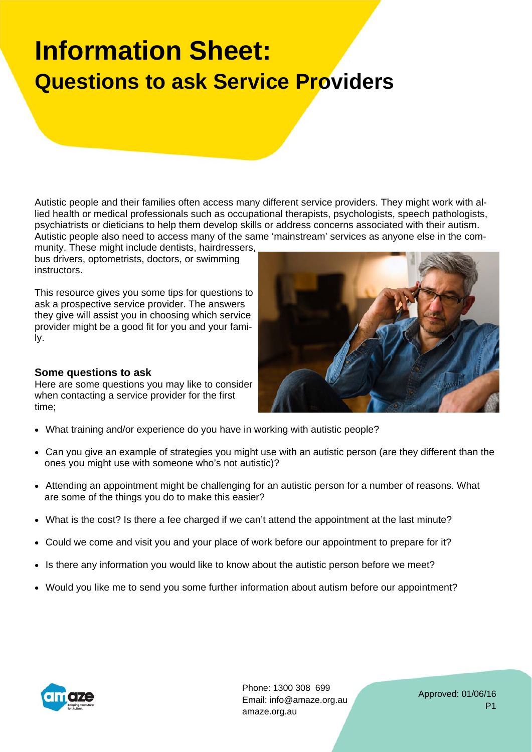# Information Sheet:

## Questions to ask Service Providers

Autistic people and their families often access many different service providers. They might work with allied health or medical professionals such as occupational therapists, psychologists, speech pathologists, psychiatrists or dieticians to help them develop skills or address concerns associated with their autism. Autistic people also need to access many of the same 'mainstream' services as anyone else in the community. These might include dentists, hairdressers, bus drivers, optometrists, doctors, or swimming instructors.

This resource gives you some tips for questions to ask a prospective service provider. The answers they give will assist you in choosing which service provider might be a good fit for you and your family.

### Some questions to ask

Here are some questions you may like to consider when contacting a service provider for the first time;

- What training and/or experience do you have in working with autistic people?
- Can you give an example of strategies you might use with an autistic person (are they different than the ones you might use with someone who's not autistic)?
- Attending an appointment might be challenging for an autistic person for a number of reasons. What are some of the things you do to make this easier?
- What is the cost? Is there a fee charged if we can't attend the appointment at the last minute?
- Could we come and visit you and your place of work before our appointment to prepare for it?
- Is there any information you would like to know about the autistic person before we meet?
- Would you like me to send you some further information about autism before our appointment?

amaze — Shaping the future for Autism.

Phone: 1300 308 699
Email: info@amaze.org.au
amaze.org.au

Approved: 01/06/16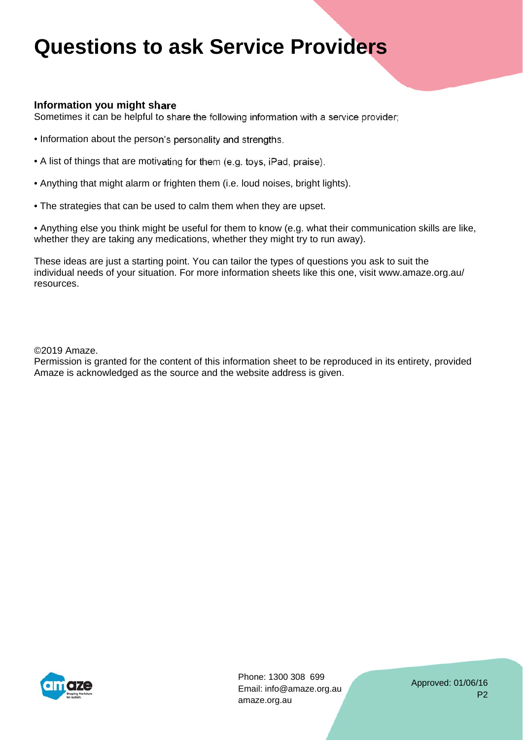# Questions to ask Service Providers

### Information you might share

Sometimes it can be helpful to share the following information with a service provider;

- Information about the person's personality and strengths.
- A list of things that are motivating for them (e.g. toys, iPad, praise).
- Anything that might alarm or frighten them (i.e. loud noises, bright lights).
- The strategies that can be used to calm them when they are upset.
- Anything else you think might be useful for them to know (e.g. what their communication skills are like, whether they are taking any medications, whether they might try to run away).

These ideas are just a starting point. You can tailor the types of questions you ask to suit the individual needs of your situation. For more information sheets like this one, visit www.amaze.org.au/resources.

©2019 Amaze.
Permission is granted for the content of this information sheet to be reproduced in its entirety, provided Amaze is acknowledged as the source and the website address is given.

Phone: 1300 308 699
Email: info@amaze.org.au
amaze.org.au

Approved: 01/06/16